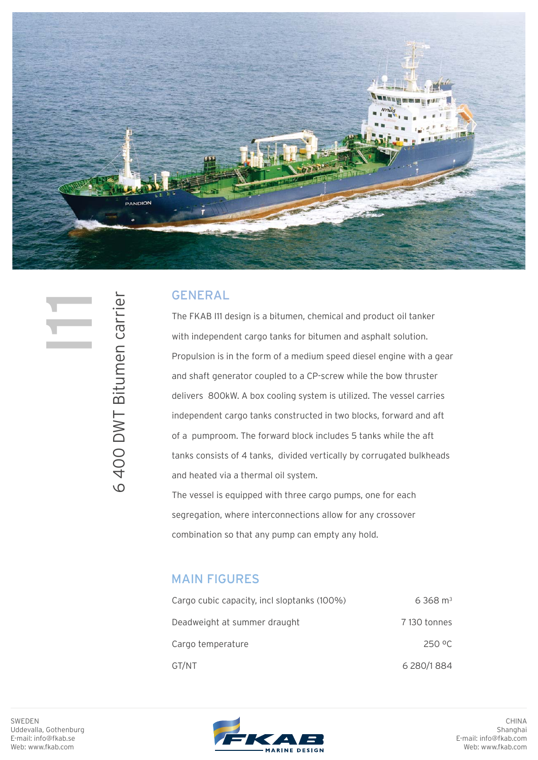# I11

## 6 400 DWT Bitumen carrier

## GENERAL

The FKAB I11 design is a bitumen, chemical and product oil tanker with independent cargo tanks for bitumen and asphalt solution. Propulsion is in the form of a medium speed diesel engine with a gear and shaft generator coupled to a CP-screw while the bow thruster delivers 800kW. A box cooling system is utilized. The vessel carries independent cargo tanks constructed in two blocks, forward and aft of a pumproom. The forward block includes 5 tanks while the aft tanks consists of 4 tanks, divided vertically by corrugated bulkheads and heated via a thermal oil system.

The vessel is equipped with three cargo pumps, one for each segregation, where interconnections allow for any crossover combination so that any pump can empty any hold.

## MAIN FIGURES

| | |
|---|---|
| Cargo cubic capacity, incl sloptanks (100%) | 6 368 m$^3$ |
| Deadweight at summer draught | 7 130 tonnes |
| Cargo temperature | 250 ºC |
| GT/NT | 6 280/1 884 |

SWEDEN
Uddevalla, Gothenburg
E-mail: info@fkab.se
Web: www.fkab.com

FKAB MARINE DESIGN

CHINA
Shanghai
E-mail: info@fkab.com
Web: www.fkab.com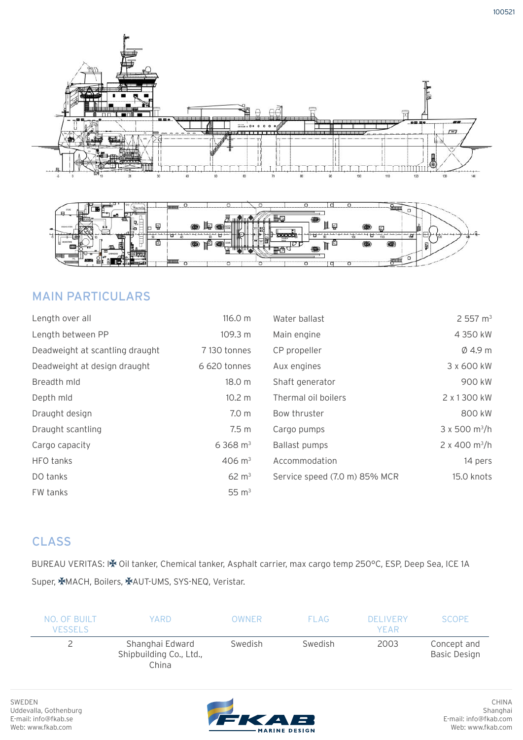## MAIN PARTICULARS

| | | | |
|---|---|---|---|
| Length over all | 116.0 m | Water ballast | 2 557 m³ |
| Length between PP | 109.3 m | Main engine | 4 350 kW |
| Deadweight at scantling draught | 7 130 tonnes | CP propeller | Ø 4.9 m |
| Deadweight at design draught | 6 620 tonnes | Aux engines | 3 x 600 kW |
| Breadth mld | 18.0 m | Shaft generator | 900 kW |
| Depth mld | 10.2 m | Thermal oil boilers | 2 x 1 300 kW |
| Draught design | 7.0 m | Bow thruster | 800 kW |
| Draught scantling | 7.5 m | Cargo pumps | 3 x 500 m³/h |
| Cargo capacity | 6 368 m³ | Ballast pumps | 2 x 400 m³/h |
| HFO tanks | 406 m³ | Accommodation | 14 pers |
| DO tanks | 62 m³ | Service speed (7.0 m) 85% MCR | 15.0 knots |
| FW tanks | 55 m³ | | |

## CLASS

BUREAU VERITAS: I✠ Oil tanker, Chemical tanker, Asphalt carrier, max cargo temp 250°C, ESP, Deep Sea, ICE 1A Super, ✠MACH, Boilers, ✠AUT-UMS, SYS-NEQ, Veristar.

| NO. OF BUILT VESSELS | YARD | OWNER | FLAG | DELIVERY YEAR | SCOPE |
|---|---|---|---|---|---|
| 2 | Shanghai Edward Shipbuilding Co., Ltd., China | Swedish | Swedish | 2003 | Concept and Basic Design |

SWEDEN
Uddevalla, Gothenburg
E-mail: info@fkab.se
Web: www.fkab.com

FKAB MARINE DESIGN

CHINA
Shanghai
E-mail: info@fkab.com
Web: www.fkab.com